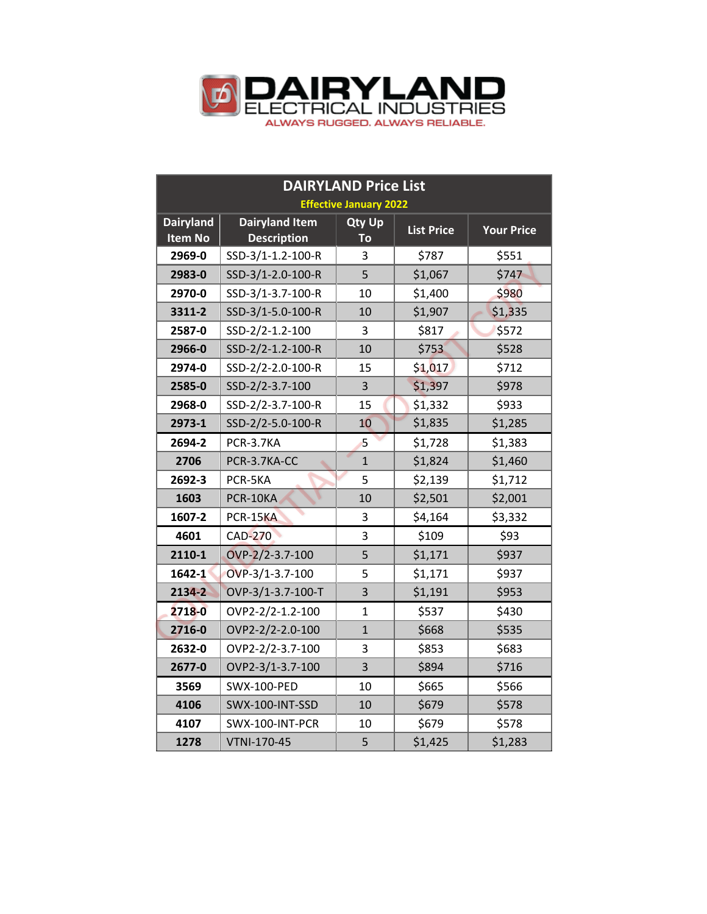# DAIRYLAND ELECTRICAL INDUSTRIES

ALWAYS RUGGED. ALWAYS RELIABLE.

CONFIDENTIAL – DO NOT COPY

| DAIRYLAND Price List<br>Effective January 2022 | | | | |
|---|---|---|---|---|
| **Dairyland Item No** | **Dairyland Item Description** | **Qty Up To** | **List Price** | **Your Price** |
| **2969-0** | SSD-3/1-1.2-100-R | 3 | $787 | $551 |
| **2983-0** | SSD-3/1-2.0-100-R | 5 | $1,067 | $747 |
| **2970-0** | SSD-3/1-3.7-100-R | 10 | $1,400 | $980 |
| **3311-2** | SSD-3/1-5.0-100-R | 10 | $1,907 | $1,335 |
| **2587-0** | SSD-2/2-1.2-100 | 3 | $817 | $572 |
| **2966-0** | SSD-2/2-1.2-100-R | 10 | $753 | $528 |
| **2974-0** | SSD-2/2-2.0-100-R | 15 | $1,017 | $712 |
| **2585-0** | SSD-2/2-3.7-100 | 3 | $1,397 | $978 |
| **2968-0** | SSD-2/2-3.7-100-R | 15 | $1,332 | $933 |
| **2973-1** | SSD-2/2-5.0-100-R | 10 | $1,835 | $1,285 |
| **2694-2** | PCR-3.7KA | 5 | $1,728 | $1,383 |
| **2706** | PCR-3.7KA-CC | 1 | $1,824 | $1,460 |
| **2692-3** | PCR-5KA | 5 | $2,139 | $1,712 |
| **1603** | PCR-10KA | 10 | $2,501 | $2,001 |
| **1607-2** | PCR-15KA | 3 | $4,164 | $3,332 |
| **4601** | CAD-270 | 3 | $109 | $93 |
| **2110-1** | OVP-2/2-3.7-100 | 5 | $1,171 | $937 |
| **1642-1** | OVP-3/1-3.7-100 | 5 | $1,171 | $937 |
| **2134-2** | OVP-3/1-3.7-100-T | 3 | $1,191 | $953 |
| **2718-0** | OVP2-2/2-1.2-100 | 1 | $537 | $430 |
| **2716-0** | OVP2-2/2-2.0-100 | 1 | $668 | $535 |
| **2632-0** | OVP2-2/2-3.7-100 | 3 | $853 | $683 |
| **2677-0** | OVP2-3/1-3.7-100 | 3 | $894 | $716 |
| **3569** | SWX-100-PED | 10 | $665 | $566 |
| **4106** | SWX-100-INT-SSD | 10 | $679 | $578 |
| **4107** | SWX-100-INT-PCR | 10 | $679 | $578 |
| **1278** | VTNI-170-45 | 5 | $1,425 | $1,283 |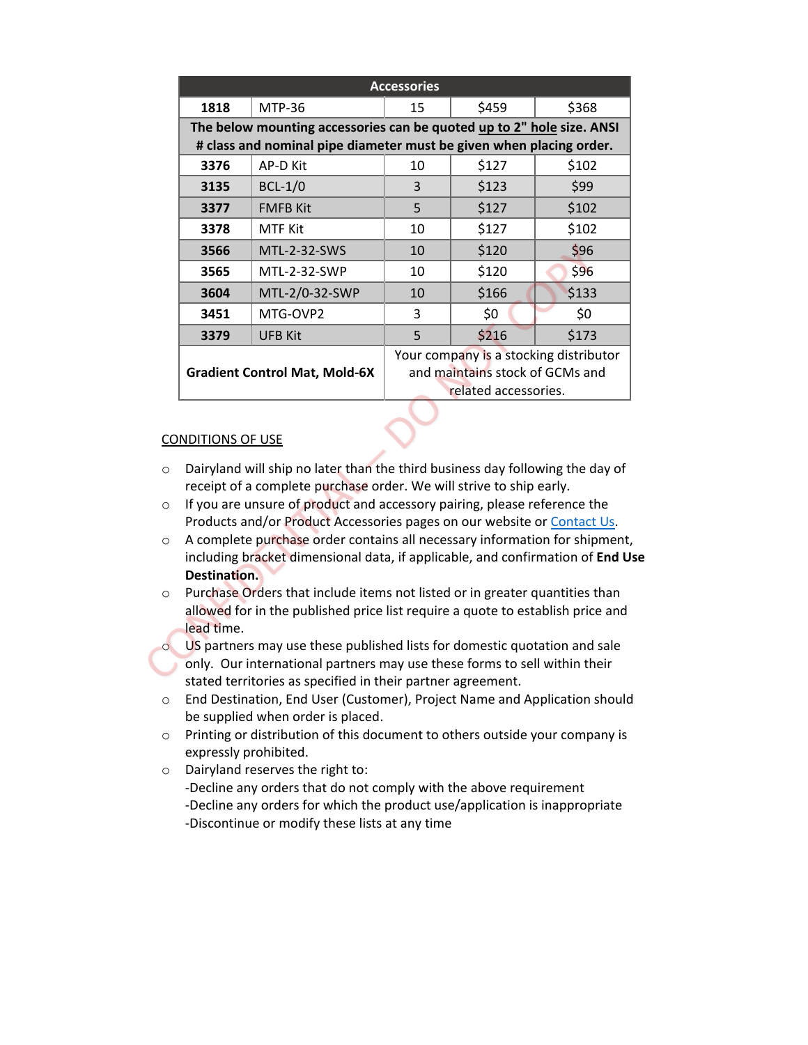| Accessories | | | | |
|---|---|---|---|---|
| **1818** | MTP-36 | 15 | $459 | $368 |
| **The below mounting accessories can be quoted up to 2" hole size. ANSI # class and nominal pipe diameter must be given when placing order.** | | | | |
| **3376** | AP-D Kit | 10 | $127 | $102 |
| **3135** | BCL-1/0 | 3 | $123 | $99 |
| **3377** | FMFB Kit | 5 | $127 | $102 |
| **3378** | MTF Kit | 10 | $127 | $102 |
| **3566** | MTL-2-32-SWS | 10 | $120 | $96 |
| **3565** | MTL-2-32-SWP | 10 | $120 | $96 |
| **3604** | MTL-2/0-32-SWP | 10 | $166 | $133 |
| **3451** | MTG-OVP2 | 3 | $0 | $0 |
| **3379** | UFB Kit | 5 | $216 | $173 |
| **Gradient Control Mat, Mold-6X** | | Your company is a stocking distributor and maintains stock of GCMs and related accessories. | | |

CONDITIONS OF USE

- Dairyland will ship no later than the third business day following the day of receipt of a complete purchase order. We will strive to ship early.
- If you are unsure of product and accessory pairing, please reference the Products and/or Product Accessories pages on our website or Contact Us.
- A complete purchase order contains all necessary information for shipment, including bracket dimensional data, if applicable, and confirmation of **End Use Destination.**
- Purchase Orders that include items not listed or in greater quantities than allowed for in the published price list require a quote to establish price and lead time.
- US partners may use these published lists for domestic quotation and sale only. Our international partners may use these forms to sell within their stated territories as specified in their partner agreement.
- End Destination, End User (Customer), Project Name and Application should be supplied when order is placed.
- Printing or distribution of this document to others outside your company is expressly prohibited.
- Dairyland reserves the right to:
  -Decline any orders that do not comply with the above requirement
  -Decline any orders for which the product use/application is inappropriate
  -Discontinue or modify these lists at any time

CONFIDENTIAL – DO NOT COPY